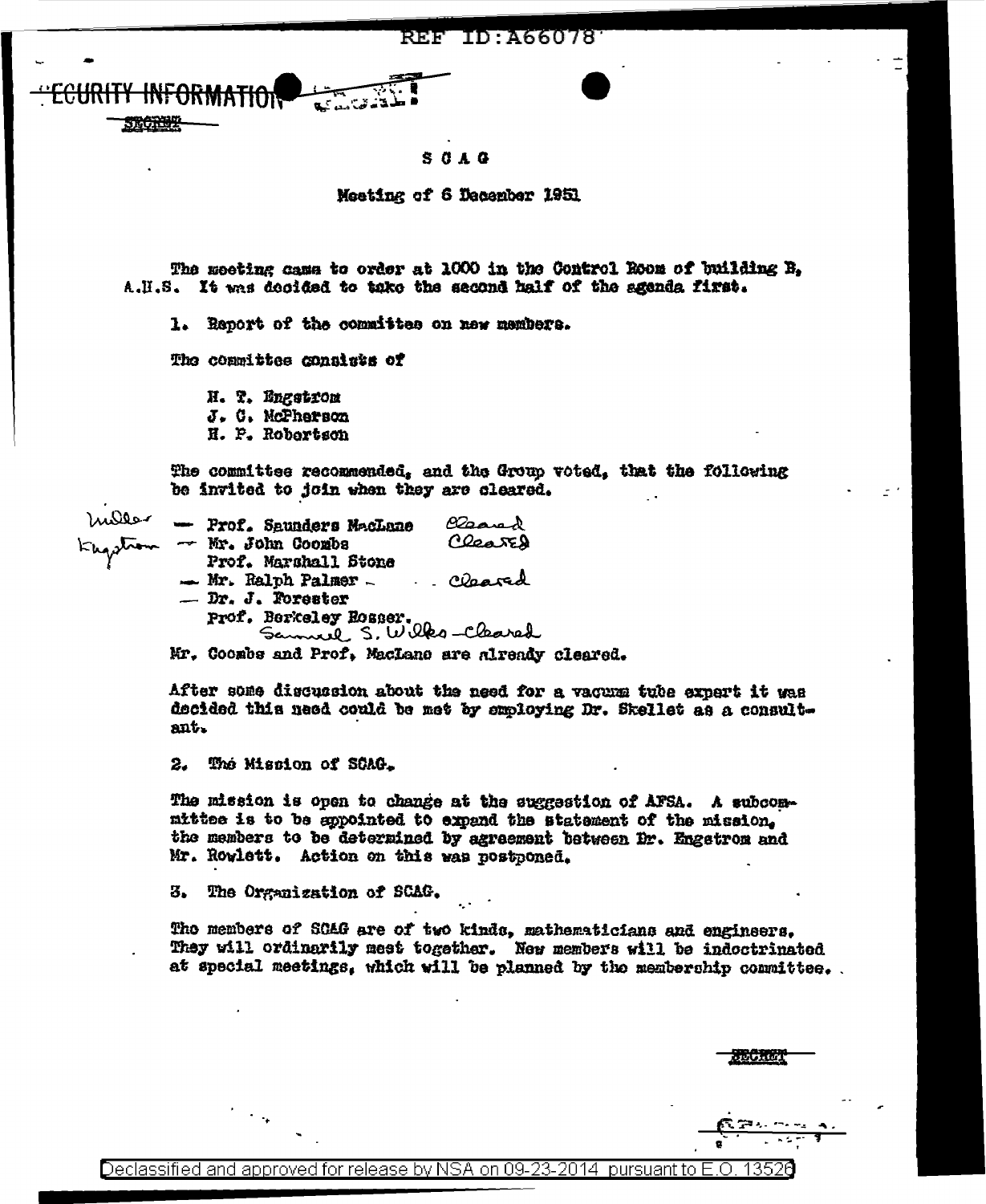SECURITY INFORMATION

SECRET

# S C A G

## Meeting of 6 December 1951

The meeting came to order at 1000 in the Control Room of building B, A.H.S. It was decided to take the second half of the agenda first.

1. Report of the committee on new members.

The committee consists of

- H. T. Engstrom
- J. C. McPherson
- H. P. Robertson

The committee recommended, and the Group voted, that the following be invited to join when they are cleared.

- Miller — Prof. Saunders MacLane — Cleared
- Kingston — Mr. John Coombs — Cleared
- Prof. Marshall Stone
- — Mr. Ralph Palmer — Cleared
- — Dr. J. Forester
- Prof. Berkeley Rosser.
- Samuel S. Wilks — Cleared

Mr. Coombs and Prof. MacLane are already cleared.

After some discussion about the need for a vacuum tube expert it was decided this need could be met by employing Dr. Skellet as a consultant.

2. The Mission of SCAG.

The mission is open to change at the suggestion of AFSA. A subcommittee is to be appointed to expand the statement of the mission, the members to be determined by agreement between Dr. Engstrom and Mr. Rowlett. Action on this was postponed.

3. The Organization of SCAG.

The members of SCAG are of two kinds, mathematicians and engineers. They will ordinarily meet together. New members will be indoctrinated at special meetings, which will be planned by the membership committee.

SECRET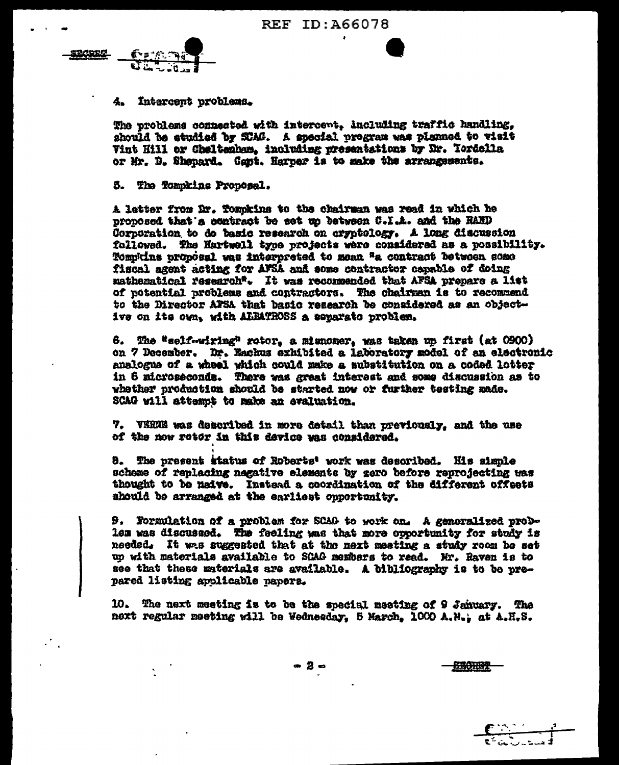4. Intercept problems.

The problems connected with intercept, including traffic handling, should be studied by SCAG. A special program was planned to visit Vint Hill or Cheltenham, including presentations by Dr. Tordella or Mr. D. Shepard. Capt. Harper is to make the arrangements.

5. The Tompkins Proposal.

A letter from Dr. Tompkins to the chairman was read in which he proposed that a contract be set up between C.I.A. and the RAND Corporation to do basic research on cryptology. A long discussion followed. The Hartwell type projects were considered as a possibility. Tompkins proposal was interpreted to mean "a contract between some fiscal agent acting for AFSA and some contractor capable of doing mathematical research". It was recommended that AFSA prepare a list of potential problems and contractors. The chairman is to recommend to the Director AFSA that basic research be considered as an objective on its own, with ALBATROSS a separate problem.

6. The "self-wiring" rotor, a misnomer, was taken up first (at 0900) on 7 December. Dr. Eachus exhibited a laboratory model of an electronic analogue of a wheel which could make a substitution on a coded letter in 6 microseconds. There was great interest and some discussion as to whether production should be started now or further testing made. SCAG will attempt to make an evaluation.

7. VERNE was described in more detail than previously, and the use of the new rotor in this device was considered.

8. The present status of Roberts' work was described. His simple scheme of replacing negative elements by zero before reprojecting was thought to be naive. Instead a coordination of the different offsets should be arranged at the earliest opportunity.

9. Formulation of a problem for SCAG to work on. A generalized problem was discussed. The feeling was that more opportunity for study is needed. It was suggested that at the next meeting a study room be set up with materials available to SCAG members to read. Mr. Raven is to see that these materials are available. A bibliography is to be prepared listing applicable papers.

10. The next meeting is to be the special meeting of 9 January. The next regular meeting will be Wednesday, 5 March, 1000 A.M., at A.H.S.